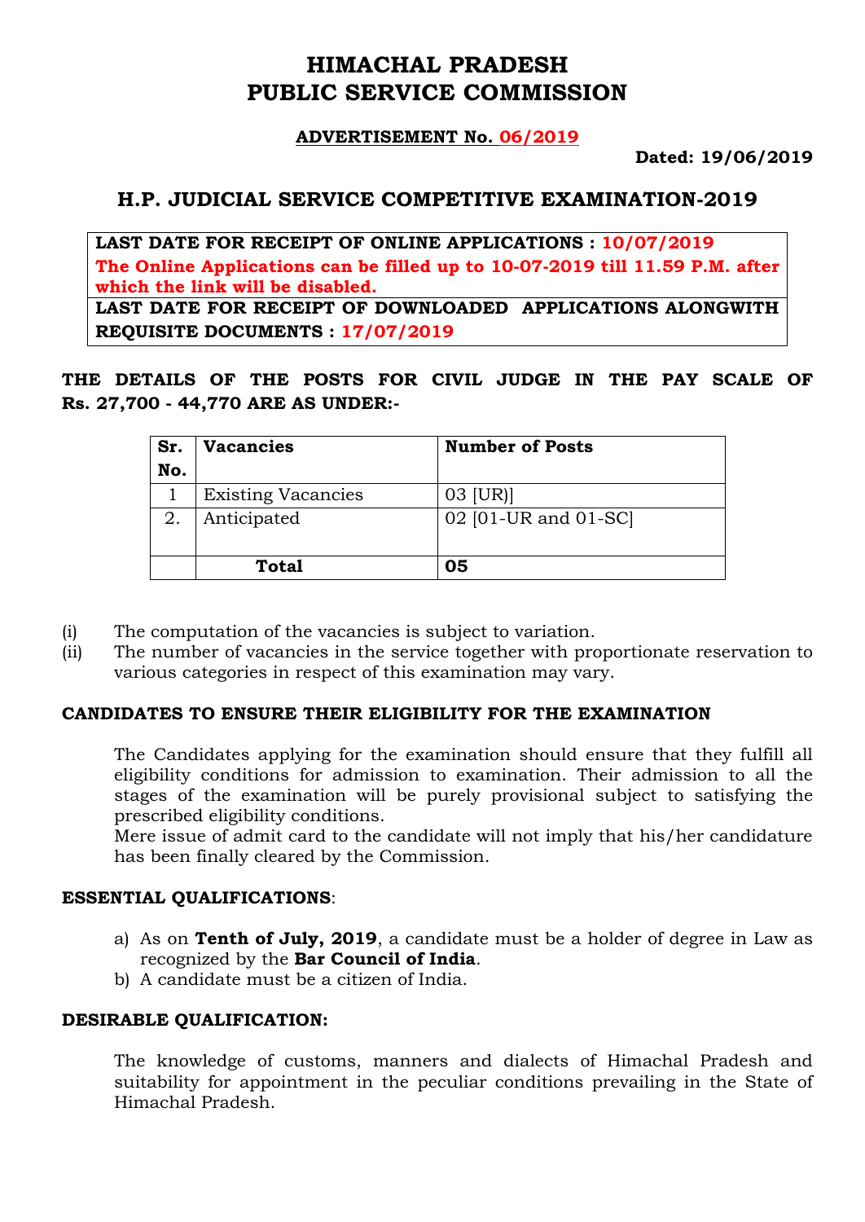# HIMACHAL PRADESH
# PUBLIC SERVICE COMMISSION

**ADVERTISEMENT No. 06/2019**

**Dated: 19/06/2019**

## H.P. JUDICIAL SERVICE COMPETITIVE EXAMINATION-2019

| **LAST DATE FOR RECEIPT OF ONLINE APPLICATIONS : 10/07/2019** **The Online Applications can be filled up to 10-07-2019 till 11.59 P.M. after which the link will be disabled.** |
|---|
| **LAST DATE FOR RECEIPT OF DOWNLOADED APPLICATIONS ALONGWITH REQUISITE DOCUMENTS : 17/07/2019** |

**THE DETAILS OF THE POSTS FOR CIVIL JUDGE IN THE PAY SCALE OF Rs. 27,700 - 44,770 ARE AS UNDER:-**

| Sr. No. | Vacancies | Number of Posts |
|---|---|---|
| 1 | Existing Vacancies | 03 [UR)] |
| 2. | Anticipated | 02 [01-UR and 01-SC] |
| | **Total** | **05** |

(i) The computation of the vacancies is subject to variation.

(ii) The number of vacancies in the service together with proportionate reservation to various categories in respect of this examination may vary.

### CANDIDATES TO ENSURE THEIR ELIGIBILITY FOR THE EXAMINATION

The Candidates applying for the examination should ensure that they fulfill all eligibility conditions for admission to examination. Their admission to all the stages of the examination will be purely provisional subject to satisfying the prescribed eligibility conditions.

Mere issue of admit card to the candidate will not imply that his/her candidature has been finally cleared by the Commission.

### ESSENTIAL QUALIFICATIONS:

a) As on **Tenth of July, 2019**, a candidate must be a holder of degree in Law as recognized by the **Bar Council of India**.

b) A candidate must be a citizen of India.

### DESIRABLE QUALIFICATION:

The knowledge of customs, manners and dialects of Himachal Pradesh and suitability for appointment in the peculiar conditions prevailing in the State of Himachal Pradesh.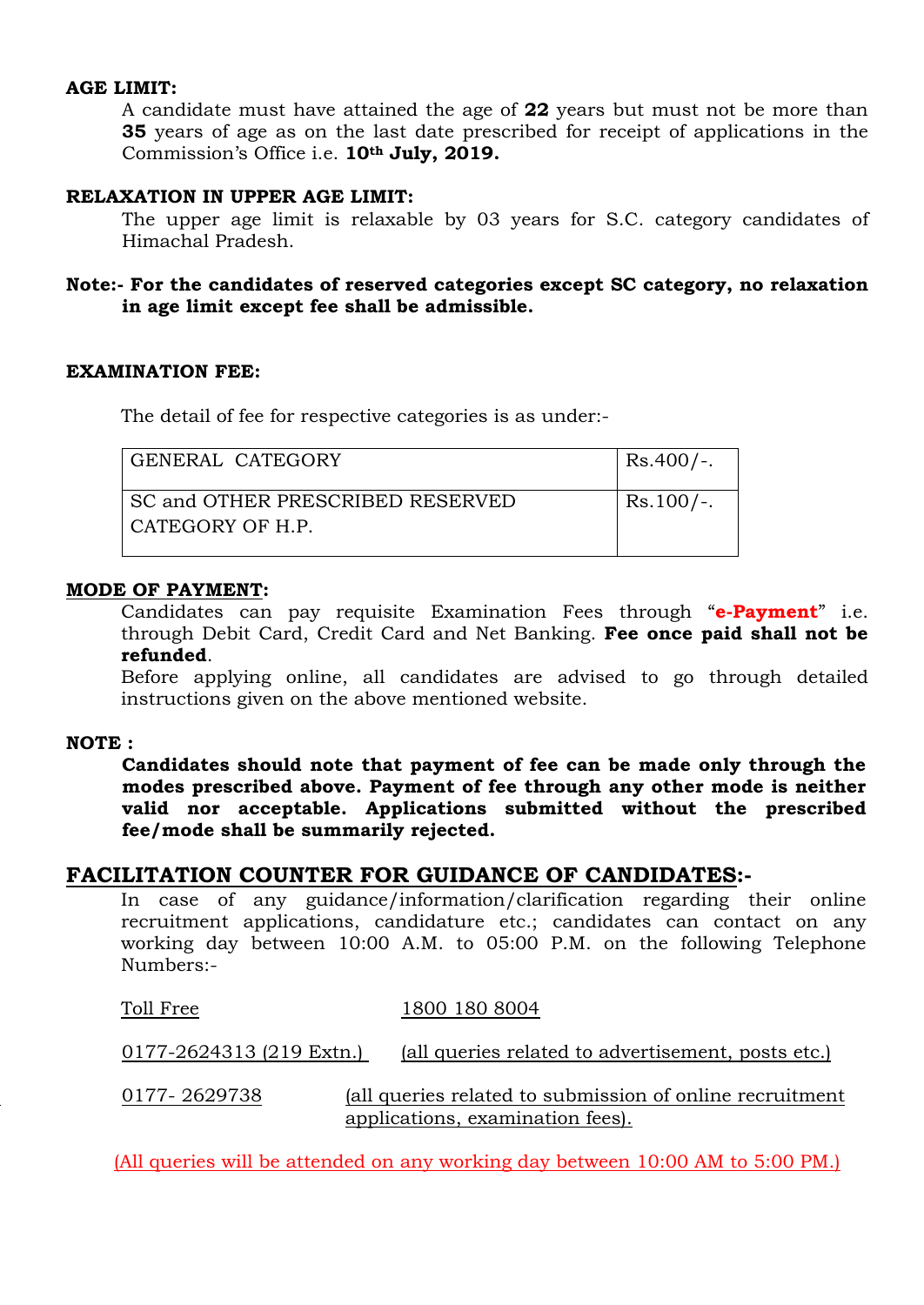**AGE LIMIT:**

A candidate must have attained the age of **22** years but must not be more than **35** years of age as on the last date prescribed for receipt of applications in the Commission's Office i.e. **10th July, 2019.**

**RELAXATION IN UPPER AGE LIMIT:**

The upper age limit is relaxable by 03 years for S.C. category candidates of Himachal Pradesh.

**Note:- For the candidates of reserved categories except SC category, no relaxation in age limit except fee shall be admissible.**

**EXAMINATION FEE:**

The detail of fee for respective categories is as under:-

| GENERAL CATEGORY | Rs.400/-. |
|---|---|
| SC and OTHER PRESCRIBED RESERVED CATEGORY OF H.P. | Rs.100/-. |

**MODE OF PAYMENT:**

Candidates can pay requisite Examination Fees through "**e-Payment**" i.e. through Debit Card, Credit Card and Net Banking. **Fee once paid shall not be refunded**.

Before applying online, all candidates are advised to go through detailed instructions given on the above mentioned website.

**NOTE :**

**Candidates should note that payment of fee can be made only through the modes prescribed above. Payment of fee through any other mode is neither valid nor acceptable. Applications submitted without the prescribed fee/mode shall be summarily rejected.**

## FACILITATION COUNTER FOR GUIDANCE OF CANDIDATES:-

In case of any guidance/information/clarification regarding their online recruitment applications, candidature etc.; candidates can contact on any working day between 10:00 A.M. to 05:00 P.M. on the following Telephone Numbers:-

Toll Free — 1800 180 8004

0177-2624313 (219 Extn.) — (all queries related to advertisement, posts etc.)

0177- 2629738 — (all queries related to submission of online recruitment applications, examination fees).

(All queries will be attended on any working day between 10:00 AM to 5:00 PM.)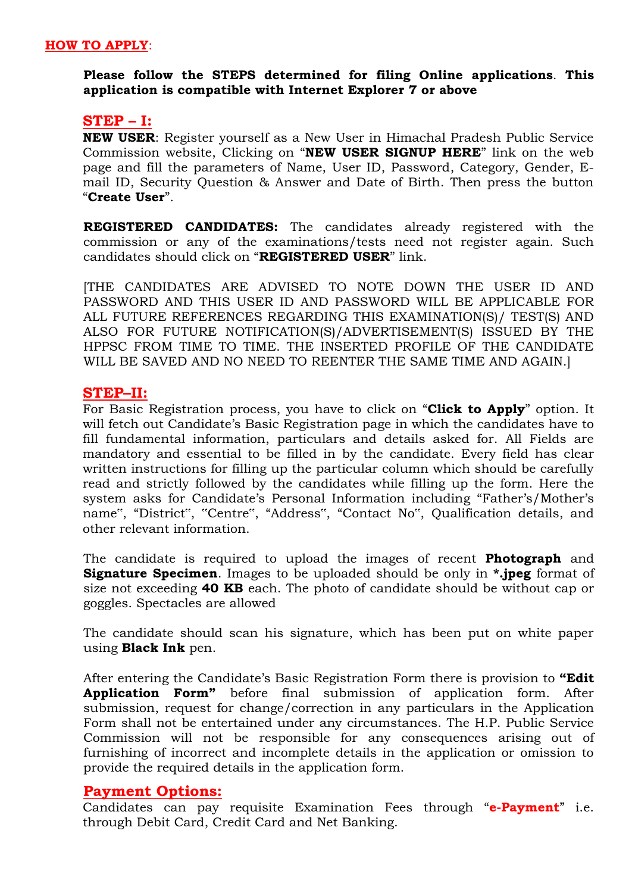## HOW TO APPLY:

**Please follow the STEPS determined for filing Online applications**. **This application is compatible with Internet Explorer 7 or above**

### STEP – I:

**NEW USER**: Register yourself as a New User in Himachal Pradesh Public Service Commission website, Clicking on "**NEW USER SIGNUP HERE**" link on the web page and fill the parameters of Name, User ID, Password, Category, Gender, E-mail ID, Security Question & Answer and Date of Birth. Then press the button "**Create User**".

**REGISTERED CANDIDATES:** The candidates already registered with the commission or any of the examinations/tests need not register again. Such candidates should click on "**REGISTERED USER**" link.

[THE CANDIDATES ARE ADVISED TO NOTE DOWN THE USER ID AND PASSWORD AND THIS USER ID AND PASSWORD WILL BE APPLICABLE FOR ALL FUTURE REFERENCES REGARDING THIS EXAMINATION(S)/ TEST(S) AND ALSO FOR FUTURE NOTIFICATION(S)/ADVERTISEMENT(S) ISSUED BY THE HPPSC FROM TIME TO TIME. THE INSERTED PROFILE OF THE CANDIDATE WILL BE SAVED AND NO NEED TO REENTER THE SAME TIME AND AGAIN.]

### STEP–II:

For Basic Registration process, you have to click on "**Click to Apply**" option. It will fetch out Candidate's Basic Registration page in which the candidates have to fill fundamental information, particulars and details asked for. All Fields are mandatory and essential to be filled in by the candidate. Every field has clear written instructions for filling up the particular column which should be carefully read and strictly followed by the candidates while filling up the form. Here the system asks for Candidate's Personal Information including "Father's/Mother's name", "District", "Centre", "Address", "Contact No", Qualification details, and other relevant information.

The candidate is required to upload the images of recent **Photograph** and **Signature Specimen**. Images to be uploaded should be only in ***.jpeg** format of size not exceeding **40 KB** each. The photo of candidate should be without cap or goggles. Spectacles are allowed

The candidate should scan his signature, which has been put on white paper using **Black Ink** pen.

After entering the Candidate's Basic Registration Form there is provision to **"Edit Application Form"** before final submission of application form. After submission, request for change/correction in any particulars in the Application Form shall not be entertained under any circumstances. The H.P. Public Service Commission will not be responsible for any consequences arising out of furnishing of incorrect and incomplete details in the application or omission to provide the required details in the application form.

### Payment Options:

Candidates can pay requisite Examination Fees through "**e-Payment**" i.e. through Debit Card, Credit Card and Net Banking.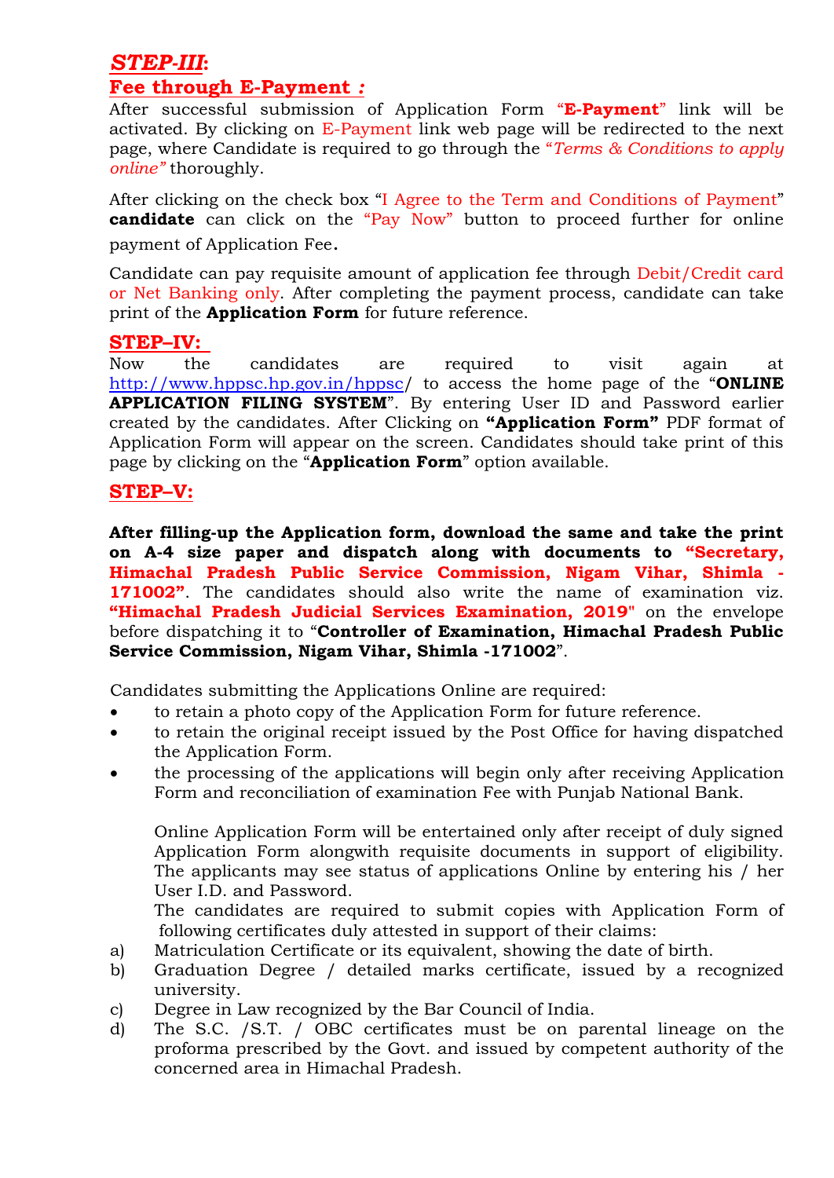## ***STEP-III*:**

### **Fee through E-Payment *:***

After successful submission of Application Form "**E-Payment**" link will be activated. By clicking on E-Payment link web page will be redirected to the next page, where Candidate is required to go through the "*Terms & Conditions to apply online"* thoroughly.

After clicking on the check box "I Agree to the Term and Conditions of Payment" **candidate** can click on the "Pay Now" button to proceed further for online payment of Application Fee**.**

Candidate can pay requisite amount of application fee through Debit/Credit card or Net Banking only. After completing the payment process, candidate can take print of the **Application Form** for future reference.

### **STEP–IV:**

Now the candidates are required to visit again at http://www.hppsc.hp.gov.in/hppsc/ to access the home page of the "**ONLINE APPLICATION FILING SYSTEM**". By entering User ID and Password earlier created by the candidates. After Clicking on **"Application Form"** PDF format of Application Form will appear on the screen. Candidates should take print of this page by clicking on the "**Application Form**" option available.

### **STEP–V:**

**After filling-up the Application form, download the same and take the print on A-4 size paper and dispatch along with documents to "Secretary, Himachal Pradesh Public Service Commission, Nigam Vihar, Shimla - 171002"**. The candidates should also write the name of examination viz. **"Himachal Pradesh Judicial Services Examination, 2019"** on the envelope before dispatching it to "**Controller of Examination, Himachal Pradesh Public Service Commission, Nigam Vihar, Shimla -171002**".

Candidates submitting the Applications Online are required:

- to retain a photo copy of the Application Form for future reference.
- to retain the original receipt issued by the Post Office for having dispatched the Application Form.
- the processing of the applications will begin only after receiving Application Form and reconciliation of examination Fee with Punjab National Bank.

Online Application Form will be entertained only after receipt of duly signed Application Form alongwith requisite documents in support of eligibility. The applicants may see status of applications Online by entering his / her User I.D. and Password.

The candidates are required to submit copies with Application Form of following certificates duly attested in support of their claims:

a) Matriculation Certificate or its equivalent, showing the date of birth.

b) Graduation Degree / detailed marks certificate, issued by a recognized university.

c) Degree in Law recognized by the Bar Council of India.

d) The S.C. /S.T. / OBC certificates must be on parental lineage on the proforma prescribed by the Govt. and issued by competent authority of the concerned area in Himachal Pradesh.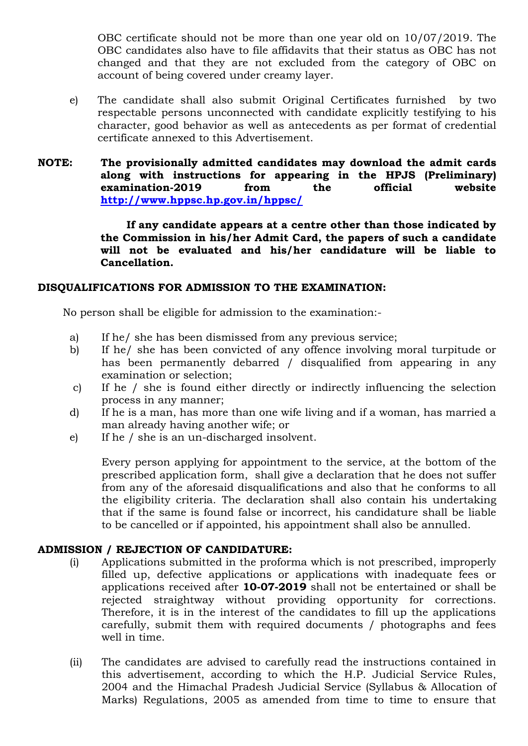OBC certificate should not be more than one year old on 10/07/2019. The OBC candidates also have to file affidavits that their status as OBC has not changed and that they are not excluded from the category of OBC on account of being covered under creamy layer.

e) The candidate shall also submit Original Certificates furnished by two respectable persons unconnected with candidate explicitly testifying to his character, good behavior as well as antecedents as per format of credential certificate annexed to this Advertisement.

**NOTE: The provisionally admitted candidates may download the admit cards along with instructions for appearing in the HPJS (Preliminary) examination-2019 from the official website [http://www.hppsc.hp.gov.in/hppsc/](http://www.hppsc.hp.gov.in/hppsc/)**

**If any candidate appears at a centre other than those indicated by the Commission in his/her Admit Card, the papers of such a candidate will not be evaluated and his/her candidature will be liable to Cancellation.**

## DISQUALIFICATIONS FOR ADMISSION TO THE EXAMINATION:

No person shall be eligible for admission to the examination:-

a) If he/ she has been dismissed from any previous service;
b) If he/ she has been convicted of any offence involving moral turpitude or has been permanently debarred / disqualified from appearing in any examination or selection;
c) If he / she is found either directly or indirectly influencing the selection process in any manner;
d) If he is a man, has more than one wife living and if a woman, has married a man already having another wife; or
e) If he / she is an un-discharged insolvent.

Every person applying for appointment to the service, at the bottom of the prescribed application form, shall give a declaration that he does not suffer from any of the aforesaid disqualifications and also that he conforms to all the eligibility criteria. The declaration shall also contain his undertaking that if the same is found false or incorrect, his candidature shall be liable to be cancelled or if appointed, his appointment shall also be annulled.

## ADMISSION / REJECTION OF CANDIDATURE:

(i) Applications submitted in the proforma which is not prescribed, improperly filled up, defective applications or applications with inadequate fees or applications received after **10-07-2019** shall not be entertained or shall be rejected straightway without providing opportunity for corrections. Therefore, it is in the interest of the candidates to fill up the applications carefully, submit them with required documents / photographs and fees well in time.

(ii) The candidates are advised to carefully read the instructions contained in this advertisement, according to which the H.P. Judicial Service Rules, 2004 and the Himachal Pradesh Judicial Service (Syllabus & Allocation of Marks) Regulations, 2005 as amended from time to time to ensure that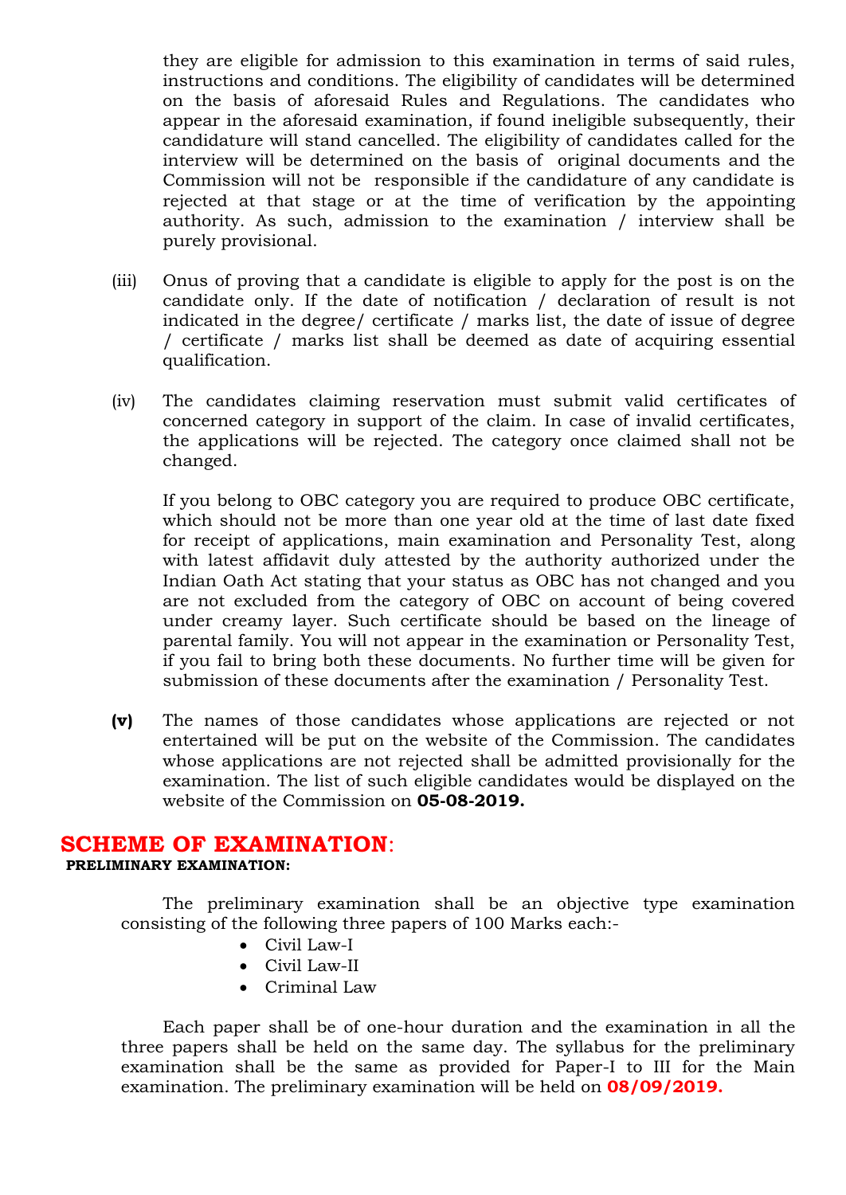they are eligible for admission to this examination in terms of said rules, instructions and conditions. The eligibility of candidates will be determined on the basis of aforesaid Rules and Regulations. The candidates who appear in the aforesaid examination, if found ineligible subsequently, their candidature will stand cancelled. The eligibility of candidates called for the interview will be determined on the basis of original documents and the Commission will not be responsible if the candidature of any candidate is rejected at that stage or at the time of verification by the appointing authority. As such, admission to the examination / interview shall be purely provisional.

(iii) Onus of proving that a candidate is eligible to apply for the post is on the candidate only. If the date of notification / declaration of result is not indicated in the degree/ certificate / marks list, the date of issue of degree / certificate / marks list shall be deemed as date of acquiring essential qualification.

(iv) The candidates claiming reservation must submit valid certificates of concerned category in support of the claim. In case of invalid certificates, the applications will be rejected. The category once claimed shall not be changed.

If you belong to OBC category you are required to produce OBC certificate, which should not be more than one year old at the time of last date fixed for receipt of applications, main examination and Personality Test, along with latest affidavit duly attested by the authority authorized under the Indian Oath Act stating that your status as OBC has not changed and you are not excluded from the category of OBC on account of being covered under creamy layer. Such certificate should be based on the lineage of parental family. You will not appear in the examination or Personality Test, if you fail to bring both these documents. No further time will be given for submission of these documents after the examination / Personality Test.

**(v)** The names of those candidates whose applications are rejected or not entertained will be put on the website of the Commission. The candidates whose applications are not rejected shall be admitted provisionally for the examination. The list of such eligible candidates would be displayed on the website of the Commission on **05-08-2019.**

## SCHEME OF EXAMINATION:

**PRELIMINARY EXAMINATION:**

The preliminary examination shall be an objective type examination consisting of the following three papers of 100 Marks each:-

- Civil Law-I
- Civil Law-II
- Criminal Law

Each paper shall be of one-hour duration and the examination in all the three papers shall be held on the same day. The syllabus for the preliminary examination shall be the same as provided for Paper-I to III for the Main examination. The preliminary examination will be held on **08/09/2019.**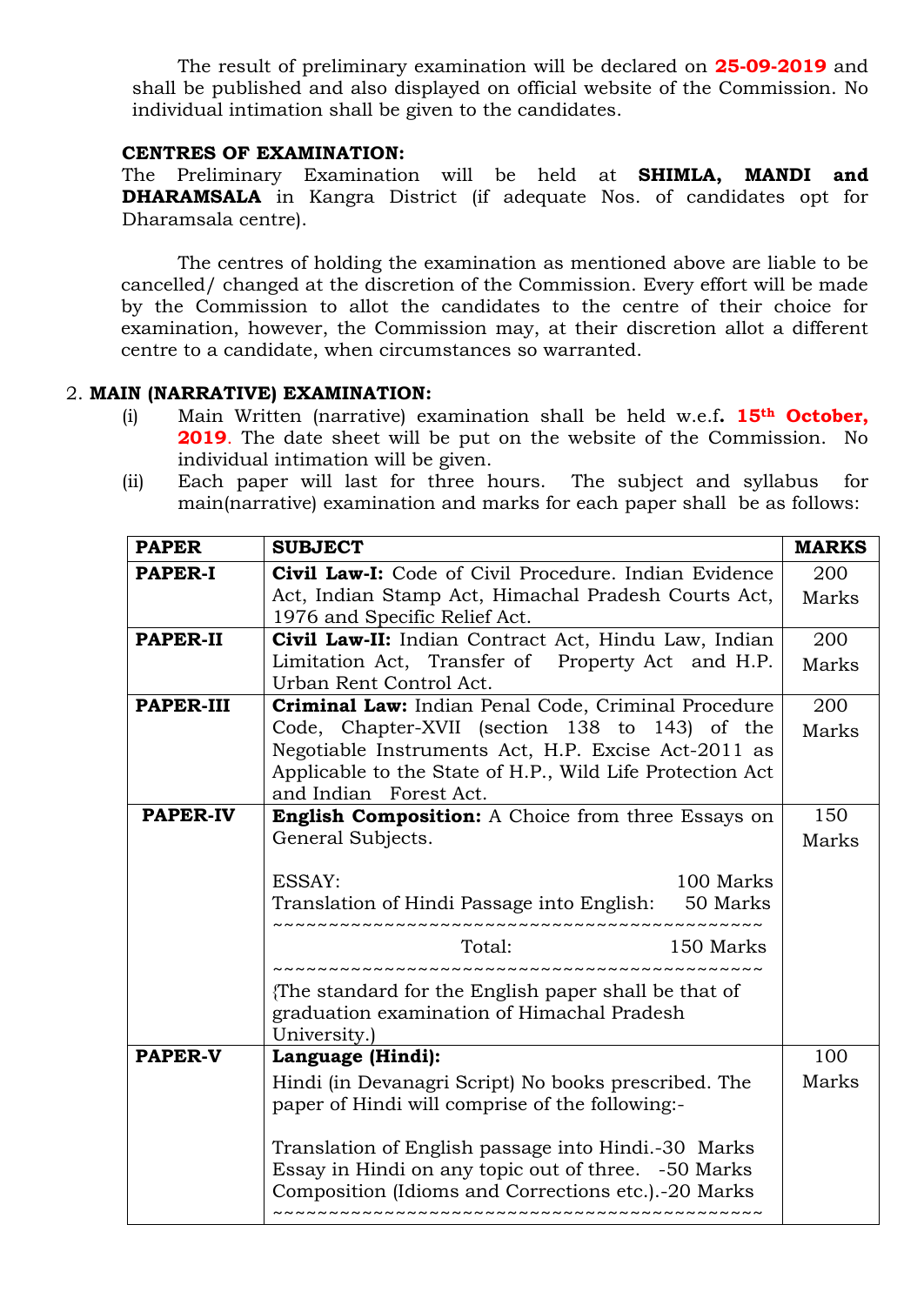The result of preliminary examination will be declared on **25-09-2019** and shall be published and also displayed on official website of the Commission. No individual intimation shall be given to the candidates.

**CENTRES OF EXAMINATION:**

The Preliminary Examination will be held at **SHIMLA, MANDI and DHARAMSALA** in Kangra District (if adequate Nos. of candidates opt for Dharamsala centre).

The centres of holding the examination as mentioned above are liable to be cancelled/ changed at the discretion of the Commission. Every effort will be made by the Commission to allot the candidates to the centre of their choice for examination, however, the Commission may, at their discretion allot a different centre to a candidate, when circumstances so warranted.

2. **MAIN (NARRATIVE) EXAMINATION:**

(i) Main Written (narrative) examination shall be held w.e.f**. 15th October, 2019**. The date sheet will be put on the website of the Commission. No individual intimation will be given.

(ii) Each paper will last for three hours. The subject and syllabus for main(narrative) examination and marks for each paper shall be as follows:

| PAPER | SUBJECT | MARKS |
|---|---|---|
| **PAPER-I** | **Civil Law-I:** Code of Civil Procedure. Indian Evidence Act, Indian Stamp Act, Himachal Pradesh Courts Act, 1976 and Specific Relief Act. | 200 Marks |
| **PAPER-II** | **Civil Law-II:** Indian Contract Act, Hindu Law, Indian Limitation Act, Transfer of Property Act and H.P. Urban Rent Control Act. | 200 Marks |
| **PAPER-III** | **Criminal Law:** Indian Penal Code, Criminal Procedure Code, Chapter-XVII (section 138 to 143) of the Negotiable Instruments Act, H.P. Excise Act-2011 as Applicable to the State of H.P., Wild Life Protection Act and Indian Forest Act. | 200 Marks |
| **PAPER-IV** | **English Composition:** A Choice from three Essays on General Subjects.<br><br>ESSAY: 100 Marks<br>Translation of Hindi Passage into English: 50 Marks<br>~~~~~~~~~~~~~~~~~~~~~~~~~~~~~~~~~~~~~~~~~~~~<br>Total: 150 Marks<br>~~~~~~~~~~~~~~~~~~~~~~~~~~~~~~~~~~~~~~~~~~~~<br>{The standard for the English paper shall be that of graduation examination of Himachal Pradesh University.) | 150 Marks |
| **PAPER-V** | **Language (Hindi):**<br>Hindi (in Devanagri Script) No books prescribed. The paper of Hindi will comprise of the following:-<br><br>Translation of English passage into Hindi.-30 Marks<br>Essay in Hindi on any topic out of three. -50 Marks<br>Composition (Idioms and Corrections etc.).-20 Marks<br>~~~~~~~~~~~~~~~~~~~~~~~~~~~~~~~~~~~~~~~~~~~~ | 100 Marks |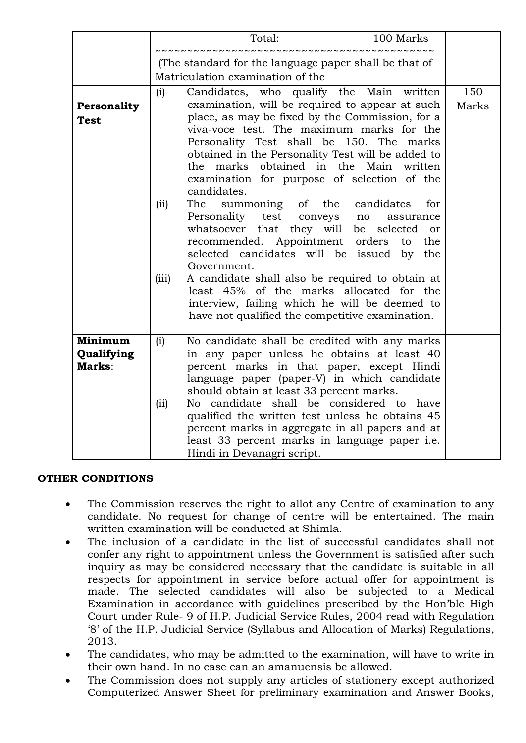| | | |
|---|---|---|
| | Total: 100 Marks<br>~~~~~~~~~~~~~~~~~~~~~~~~~~~~~~~~~~~~~~~~~~~~~~<br>(The standard for the language paper shall be that of Matriculation examination of the | |
| **Personality Test** | (i) Candidates, who qualify the Main written examination, will be required to appear at such place, as may be fixed by the Commission, for a viva-voce test. The maximum marks for the Personality Test shall be 150. The marks obtained in the Personality Test will be added to the marks obtained in the Main written examination for purpose of selection of the candidates.<br>(ii) The summoning of the candidates for Personality test conveys no assurance whatsoever that they will be selected or recommended. Appointment orders to the selected candidates will be issued by the Government.<br>(iii) A candidate shall also be required to obtain at least 45% of the marks allocated for the interview, failing which he will be deemed to have not qualified the competitive examination. | 150 Marks |
| **Minimum Qualifying Marks**: | (i) No candidate shall be credited with any marks in any paper unless he obtains at least 40 percent marks in that paper, except Hindi language paper (paper-V) in which candidate should obtain at least 33 percent marks.<br>(ii) No candidate shall be considered to have qualified the written test unless he obtains 45 percent marks in aggregate in all papers and at least 33 percent marks in language paper i.e. Hindi in Devanagri script. | |

## OTHER CONDITIONS

- The Commission reserves the right to allot any Centre of examination to any candidate. No request for change of centre will be entertained. The main written examination will be conducted at Shimla.
- The inclusion of a candidate in the list of successful candidates shall not confer any right to appointment unless the Government is satisfied after such inquiry as may be considered necessary that the candidate is suitable in all respects for appointment in service before actual offer for appointment is made. The selected candidates will also be subjected to a Medical Examination in accordance with guidelines prescribed by the Hon'ble High Court under Rule- 9 of H.P. Judicial Service Rules, 2004 read with Regulation '8' of the H.P. Judicial Service (Syllabus and Allocation of Marks) Regulations, 2013.
- The candidates, who may be admitted to the examination, will have to write in their own hand. In no case can an amanuensis be allowed.
- The Commission does not supply any articles of stationery except authorized Computerized Answer Sheet for preliminary examination and Answer Books,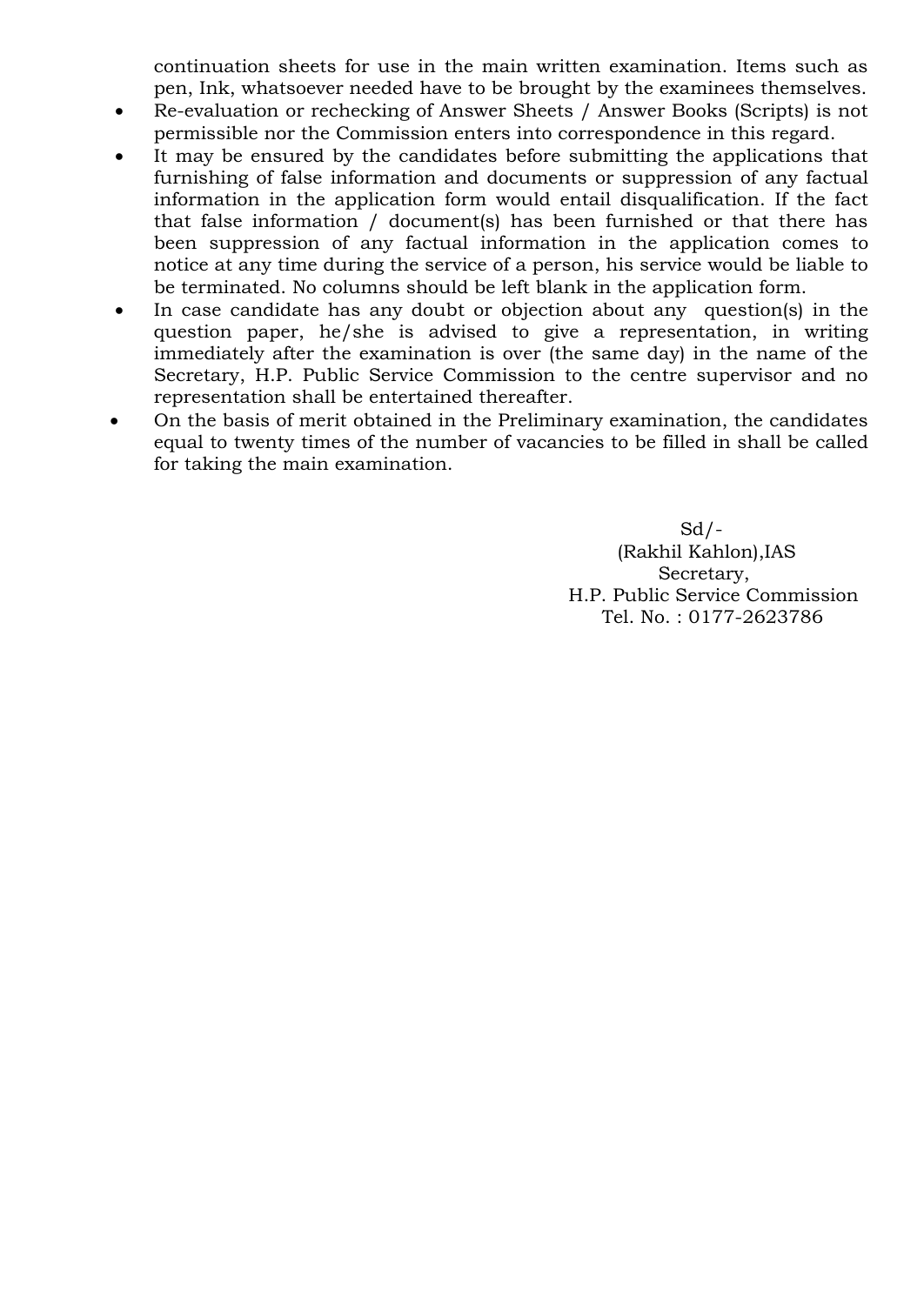continuation sheets for use in the main written examination. Items such as pen, Ink, whatsoever needed have to be brought by the examinees themselves.

- Re-evaluation or rechecking of Answer Sheets / Answer Books (Scripts) is not permissible nor the Commission enters into correspondence in this regard.
- It may be ensured by the candidates before submitting the applications that furnishing of false information and documents or suppression of any factual information in the application form would entail disqualification. If the fact that false information / document(s) has been furnished or that there has been suppression of any factual information in the application comes to notice at any time during the service of a person, his service would be liable to be terminated. No columns should be left blank in the application form.
- In case candidate has any doubt or objection about any question(s) in the question paper, he/she is advised to give a representation, in writing immediately after the examination is over (the same day) in the name of the Secretary, H.P. Public Service Commission to the centre supervisor and no representation shall be entertained thereafter.
- On the basis of merit obtained in the Preliminary examination, the candidates equal to twenty times of the number of vacancies to be filled in shall be called for taking the main examination.

Sd/-
(Rakhil Kahlon),IAS
Secretary,
H.P. Public Service Commission
Tel. No. : 0177-2623786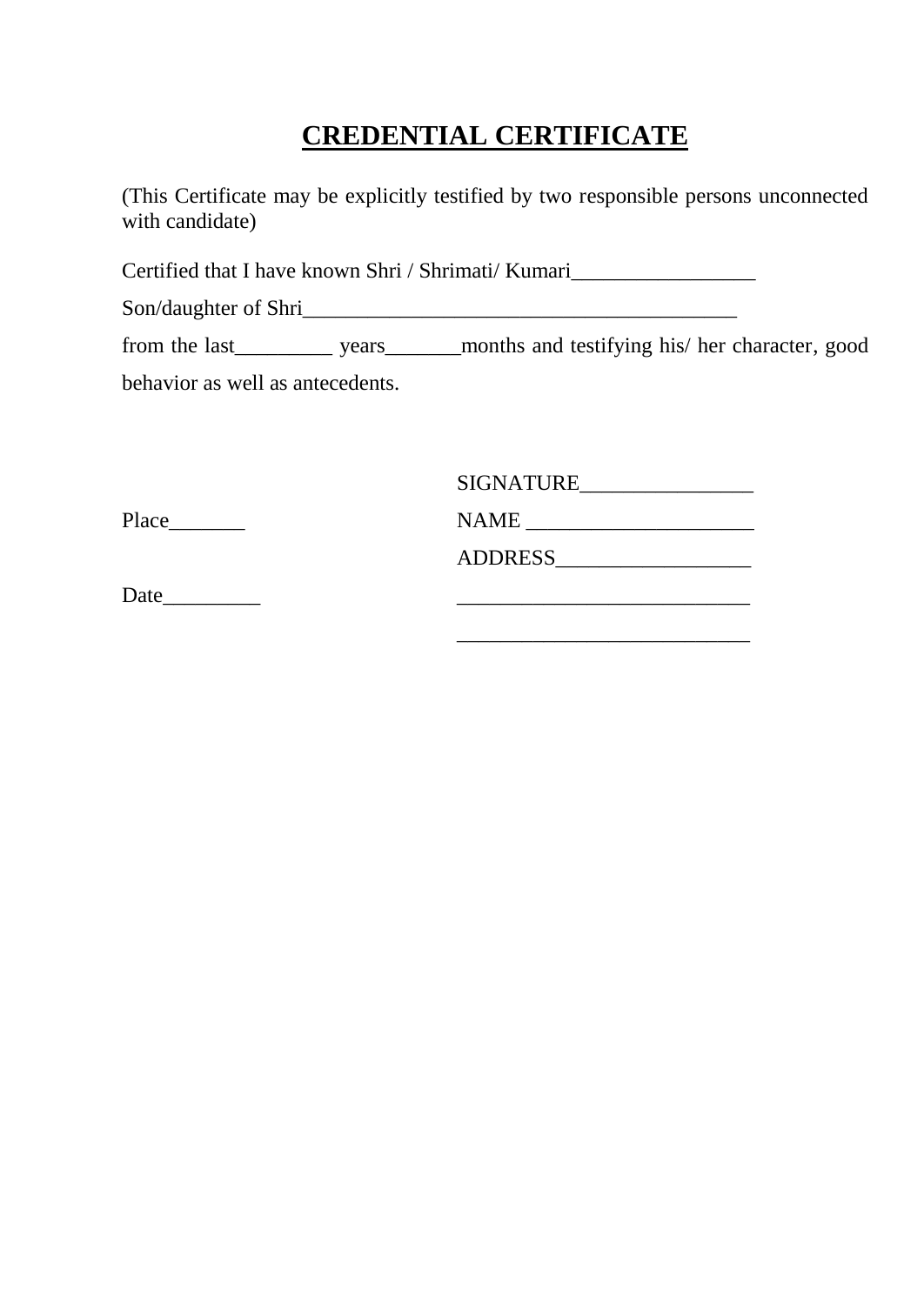# **CREDENTIAL CERTIFICATE**

(This Certificate may be explicitly testified by two responsible persons unconnected with candidate)

Certified that I have known Shri / Shrimati/ Kumari_________________

Son/daughter of Shri________________________________________

from the last_________ years_______months and testifying his/ her character, good behavior as well as antecedents.

SIGNATURE________________

Place_______

NAME _____________________

ADDRESS__________________

Date_________

___________________________

___________________________